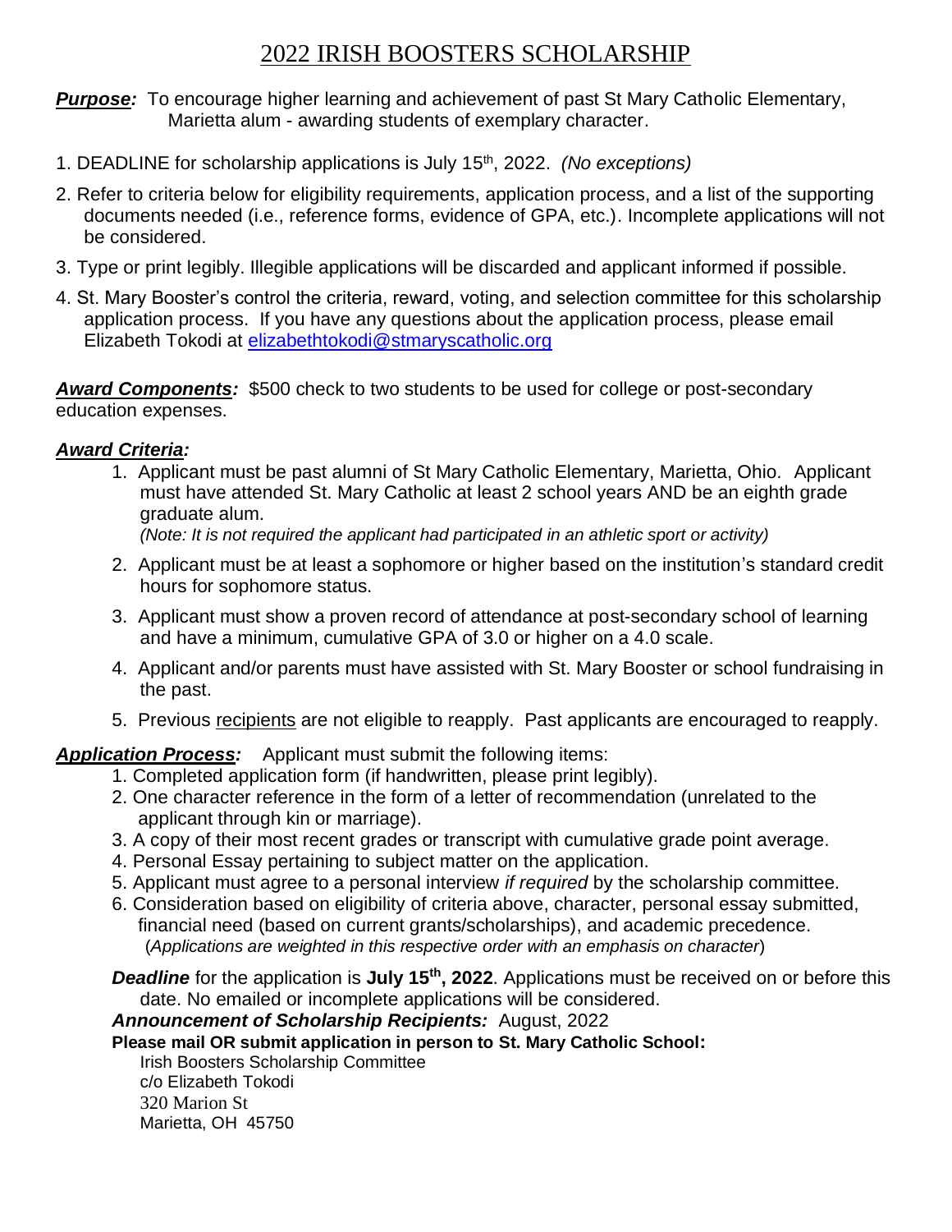# 2022 IRISH BOOSTERS SCHOLARSHIP

***Purpose:*** To encourage higher learning and achievement of past St Mary Catholic Elementary, Marietta alum - awarding students of exemplary character.

1. DEADLINE for scholarship applications is July 15th, 2022. *(No exceptions)*
2. Refer to criteria below for eligibility requirements, application process, and a list of the supporting documents needed (i.e., reference forms, evidence of GPA, etc.). Incomplete applications will not be considered.
3. Type or print legibly. Illegible applications will be discarded and applicant informed if possible.
4. St. Mary Booster's control the criteria, reward, voting, and selection committee for this scholarship application process. If you have any questions about the application process, please email Elizabeth Tokodi at elizabethtokodi@stmaryscatholic.org

***Award Components:*** $500 check to two students to be used for college or post-secondary education expenses.

***Award Criteria:***

1. Applicant must be past alumni of St Mary Catholic Elementary, Marietta, Ohio. Applicant must have attended St. Mary Catholic at least 2 school years AND be an eighth grade graduate alum.
   *(Note: It is not required the applicant had participated in an athletic sport or activity)*
2. Applicant must be at least a sophomore or higher based on the institution's standard credit hours for sophomore status.
3. Applicant must show a proven record of attendance at post-secondary school of learning and have a minimum, cumulative GPA of 3.0 or higher on a 4.0 scale.
4. Applicant and/or parents must have assisted with St. Mary Booster or school fundraising in the past.
5. Previous recipients are not eligible to reapply. Past applicants are encouraged to reapply.

***Application Process:*** Applicant must submit the following items:

1. Completed application form (if handwritten, please print legibly).
2. One character reference in the form of a letter of recommendation (unrelated to the applicant through kin or marriage).
3. A copy of their most recent grades or transcript with cumulative grade point average.
4. Personal Essay pertaining to subject matter on the application.
5. Applicant must agree to a personal interview *if required* by the scholarship committee.
6. Consideration based on eligibility of criteria above, character, personal essay submitted, financial need (based on current grants/scholarships), and academic precedence.
   (*Applications are weighted in this respective order with an emphasis on character*)

***Deadline*** for the application is **July 15th, 2022**. Applications must be received on or before this date. No emailed or incomplete applications will be considered.

***Announcement of Scholarship Recipients:*** August, 2022

**Please mail OR submit application in person to St. Mary Catholic School:**

Irish Boosters Scholarship Committee
c/o Elizabeth Tokodi
320 Marion St
Marietta, OH 45750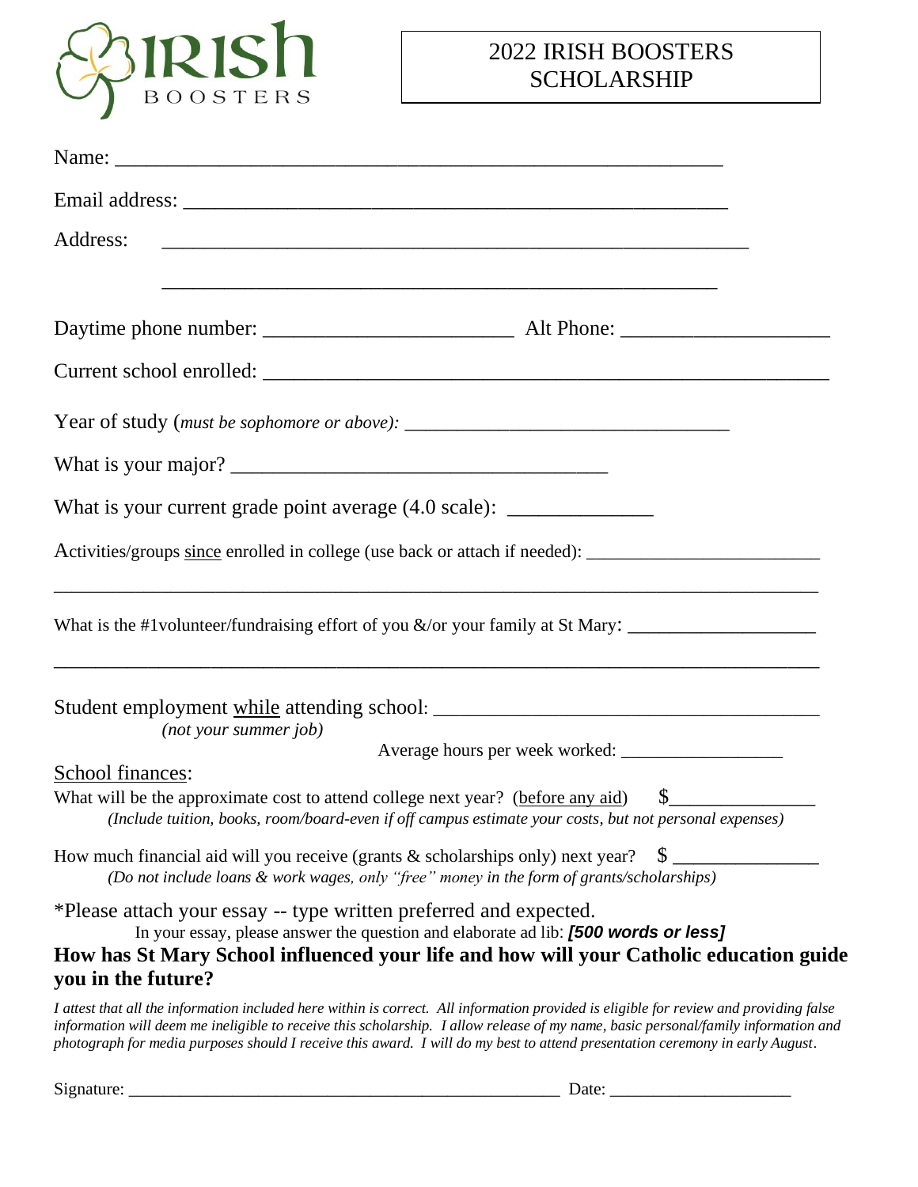IRISH BOOSTERS

# 2022 IRISH BOOSTERS SCHOLARSHIP

Name: ____________________________________________________________

Email address: ______________________________________________________

Address: ___________________________________________________________

___________________________________________________________

Daytime phone number: ________________________ Alt Phone: ____________________

Current school enrolled: _______________________________________________________

Year of study (*must be sophomore or above):* ________________________________

What is your major? ____________________________________

What is your current grade point average (4.0 scale): ______________

Activities/groups since enrolled in college (use back or attach if needed): ________________________

______________________________________________________________________________

What is the #1volunteer/fundraising effort of you &/or your family at St Mary: ____________________

______________________________________________________________________________

Student employment while attending school: ______________________________________
*(not your summer job)*

Average hours per week worked: _________________

School finances:

What will be the approximate cost to attend college next year? (before any aid) $_______________
*(Include tuition, books, room/board-even if off campus estimate your costs, but not personal expenses)*

How much financial aid will you receive (grants & scholarships only) next year? $ _______________
*(Do not include loans & work wages, only "free" money in the form of grants/scholarships)*

*Please attach your essay -- type written preferred and expected.
In your essay, please answer the question and elaborate ad lib: ***[500 words or less]***

**How has St Mary School influenced your life and how will your Catholic education guide you in the future?**

*I attest that all the information included here within is correct. All information provided is eligible for review and providing false information will deem me ineligible to receive this scholarship. I allow release of my name, basic personal/family information and photograph for media purposes should I receive this award. I will do my best to attend presentation ceremony in early August.*

Signature: __________________________________________________ Date: ____________________